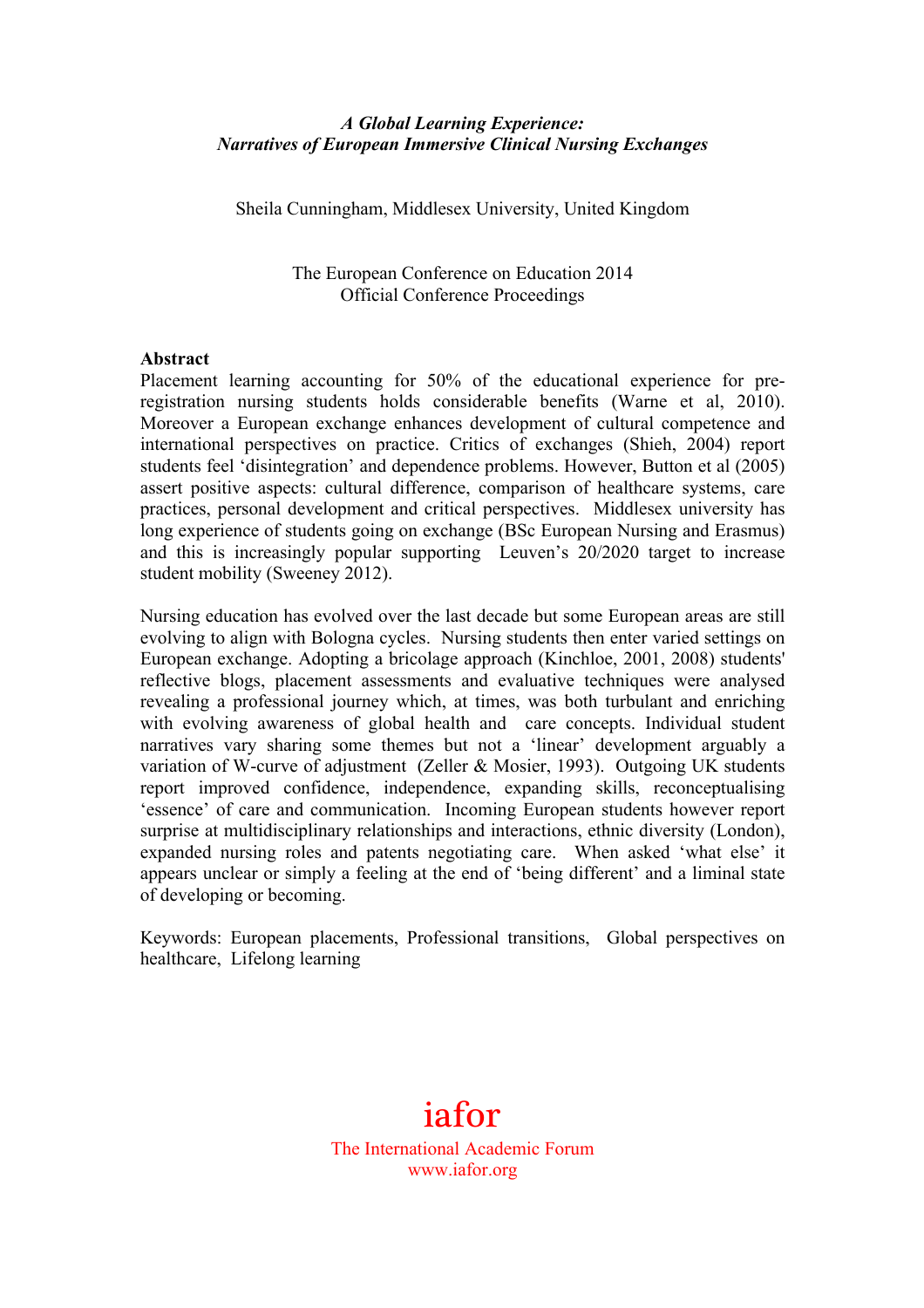***A Global Learning Experience:***
***Narratives of European Immersive Clinical Nursing Exchanges***

Sheila Cunningham, Middlesex University, United Kingdom

The European Conference on Education 2014
Official Conference Proceedings

**Abstract**

Placement learning accounting for 50% of the educational experience for pre-registration nursing students holds considerable benefits (Warne et al, 2010). Moreover a European exchange enhances development of cultural competence and international perspectives on practice. Critics of exchanges (Shieh, 2004) report students feel 'disintegration' and dependence problems. However, Button et al (2005) assert positive aspects: cultural difference, comparison of healthcare systems, care practices, personal development and critical perspectives. Middlesex university has long experience of students going on exchange (BSc European Nursing and Erasmus) and this is increasingly popular supporting Leuven's 20/2020 target to increase student mobility (Sweeney 2012).

Nursing education has evolved over the last decade but some European areas are still evolving to align with Bologna cycles. Nursing students then enter varied settings on European exchange. Adopting a bricolage approach (Kinchloe, 2001, 2008) students' reflective blogs, placement assessments and evaluative techniques were analysed revealing a professional journey which, at times, was both turbulant and enriching with evolving awareness of global health and care concepts. Individual student narratives vary sharing some themes but not a 'linear' development arguably a variation of W-curve of adjustment (Zeller & Mosier, 1993). Outgoing UK students report improved confidence, independence, expanding skills, reconceptualising 'essence' of care and communication. Incoming European students however report surprise at multidisciplinary relationships and interactions, ethnic diversity (London), expanded nursing roles and patents negotiating care. When asked 'what else' it appears unclear or simply a feeling at the end of 'being different' and a liminal state of developing or becoming.

Keywords: European placements, Professional transitions, Global perspectives on healthcare, Lifelong learning

iafor
The International Academic Forum
www.iafor.org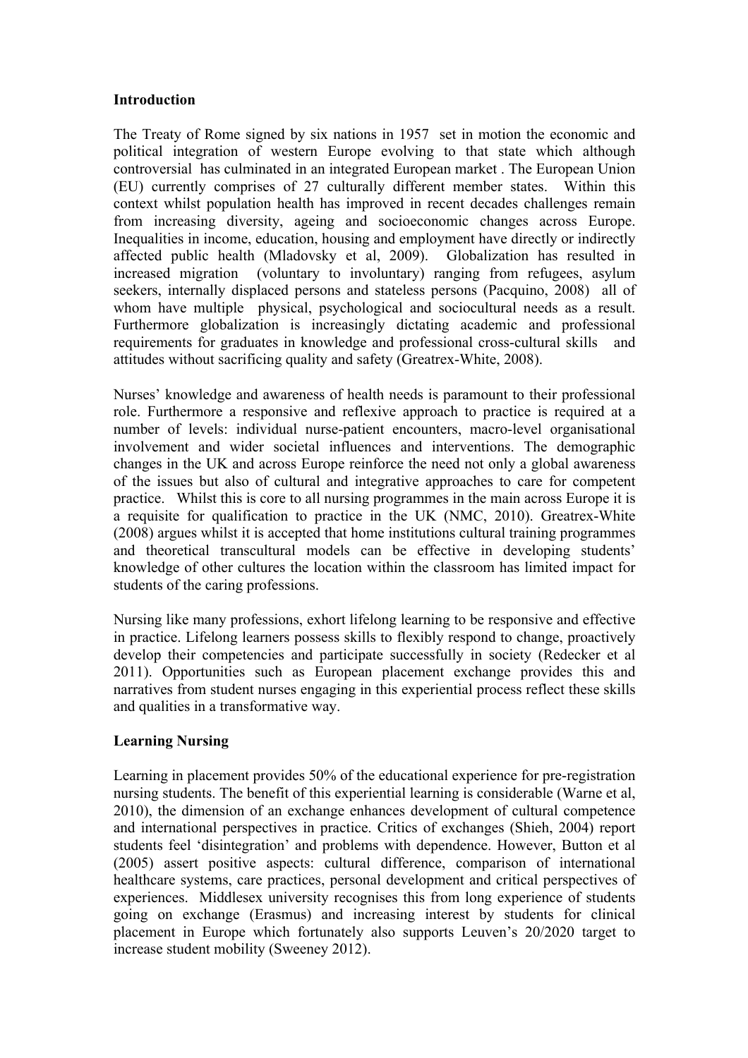## Introduction

The Treaty of Rome signed by six nations in 1957 set in motion the economic and political integration of western Europe evolving to that state which although controversial has culminated in an integrated European market . The European Union (EU) currently comprises of 27 culturally different member states. Within this context whilst population health has improved in recent decades challenges remain from increasing diversity, ageing and socioeconomic changes across Europe. Inequalities in income, education, housing and employment have directly or indirectly affected public health (Mladovsky et al, 2009). Globalization has resulted in increased migration (voluntary to involuntary) ranging from refugees, asylum seekers, internally displaced persons and stateless persons (Pacquino, 2008) all of whom have multiple physical, psychological and sociocultural needs as a result. Furthermore globalization is increasingly dictating academic and professional requirements for graduates in knowledge and professional cross-cultural skills and attitudes without sacrificing quality and safety (Greatrex-White, 2008).

Nurses' knowledge and awareness of health needs is paramount to their professional role. Furthermore a responsive and reflexive approach to practice is required at a number of levels: individual nurse-patient encounters, macro-level organisational involvement and wider societal influences and interventions. The demographic changes in the UK and across Europe reinforce the need not only a global awareness of the issues but also of cultural and integrative approaches to care for competent practice. Whilst this is core to all nursing programmes in the main across Europe it is a requisite for qualification to practice in the UK (NMC, 2010). Greatrex-White (2008) argues whilst it is accepted that home institutions cultural training programmes and theoretical transcultural models can be effective in developing students' knowledge of other cultures the location within the classroom has limited impact for students of the caring professions.

Nursing like many professions, exhort lifelong learning to be responsive and effective in practice. Lifelong learners possess skills to flexibly respond to change, proactively develop their competencies and participate successfully in society (Redecker et al 2011). Opportunities such as European placement exchange provides this and narratives from student nurses engaging in this experiential process reflect these skills and qualities in a transformative way.

## Learning Nursing

Learning in placement provides 50% of the educational experience for pre-registration nursing students. The benefit of this experiential learning is considerable (Warne et al, 2010), the dimension of an exchange enhances development of cultural competence and international perspectives in practice. Critics of exchanges (Shieh, 2004) report students feel 'disintegration' and problems with dependence. However, Button et al (2005) assert positive aspects: cultural difference, comparison of international healthcare systems, care practices, personal development and critical perspectives of experiences. Middlesex university recognises this from long experience of students going on exchange (Erasmus) and increasing interest by students for clinical placement in Europe which fortunately also supports Leuven's 20/2020 target to increase student mobility (Sweeney 2012).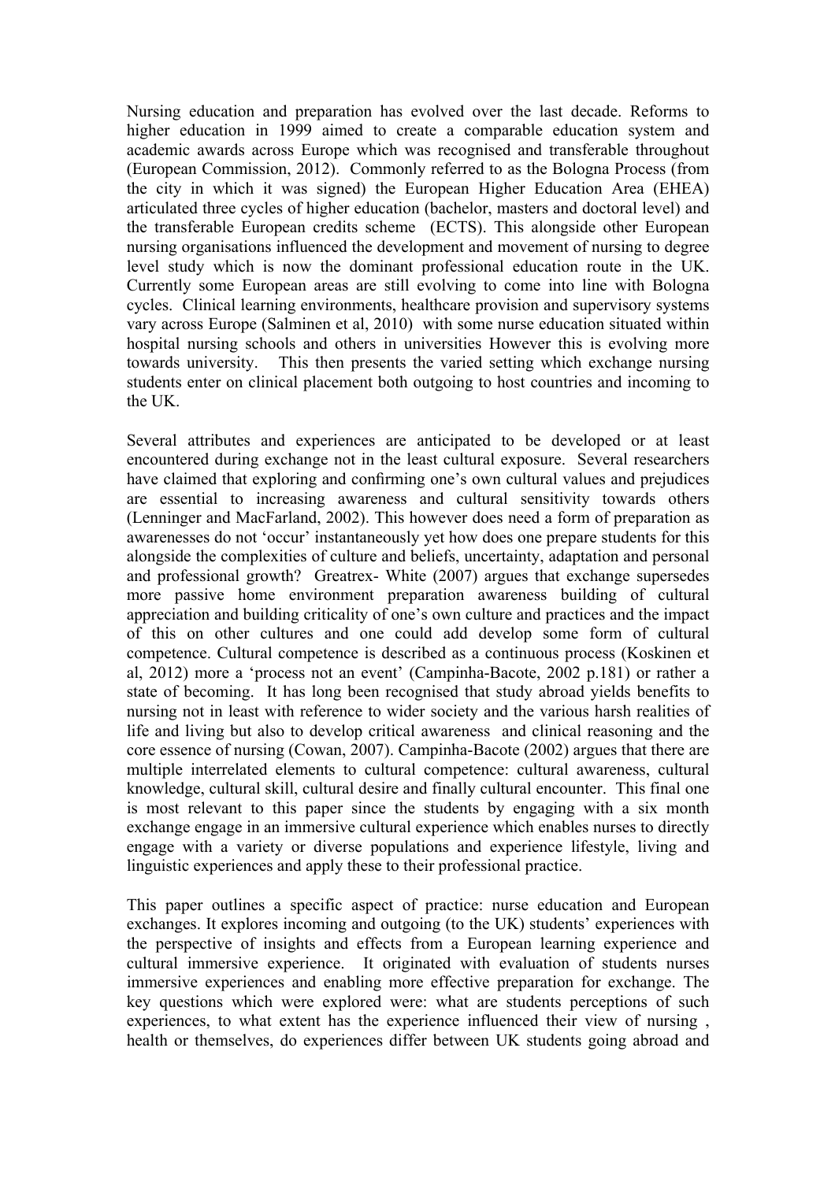Nursing education and preparation has evolved over the last decade. Reforms to higher education in 1999 aimed to create a comparable education system and academic awards across Europe which was recognised and transferable throughout (European Commission, 2012). Commonly referred to as the Bologna Process (from the city in which it was signed) the European Higher Education Area (EHEA) articulated three cycles of higher education (bachelor, masters and doctoral level) and the transferable European credits scheme (ECTS). This alongside other European nursing organisations influenced the development and movement of nursing to degree level study which is now the dominant professional education route in the UK. Currently some European areas are still evolving to come into line with Bologna cycles. Clinical learning environments, healthcare provision and supervisory systems vary across Europe (Salminen et al, 2010) with some nurse education situated within hospital nursing schools and others in universities However this is evolving more towards university. This then presents the varied setting which exchange nursing students enter on clinical placement both outgoing to host countries and incoming to the UK.

Several attributes and experiences are anticipated to be developed or at least encountered during exchange not in the least cultural exposure. Several researchers have claimed that exploring and confirming one's own cultural values and prejudices are essential to increasing awareness and cultural sensitivity towards others (Lenninger and MacFarland, 2002). This however does need a form of preparation as awarenesses do not 'occur' instantaneously yet how does one prepare students for this alongside the complexities of culture and beliefs, uncertainty, adaptation and personal and professional growth? Greatrex- White (2007) argues that exchange supersedes more passive home environment preparation awareness building of cultural appreciation and building criticality of one's own culture and practices and the impact of this on other cultures and one could add develop some form of cultural competence. Cultural competence is described as a continuous process (Koskinen et al, 2012) more a 'process not an event' (Campinha-Bacote, 2002 p.181) or rather a state of becoming. It has long been recognised that study abroad yields benefits to nursing not in least with reference to wider society and the various harsh realities of life and living but also to develop critical awareness and clinical reasoning and the core essence of nursing (Cowan, 2007). Campinha-Bacote (2002) argues that there are multiple interrelated elements to cultural competence: cultural awareness, cultural knowledge, cultural skill, cultural desire and finally cultural encounter. This final one is most relevant to this paper since the students by engaging with a six month exchange engage in an immersive cultural experience which enables nurses to directly engage with a variety or diverse populations and experience lifestyle, living and linguistic experiences and apply these to their professional practice.

This paper outlines a specific aspect of practice: nurse education and European exchanges. It explores incoming and outgoing (to the UK) students' experiences with the perspective of insights and effects from a European learning experience and cultural immersive experience. It originated with evaluation of students nurses immersive experiences and enabling more effective preparation for exchange. The key questions which were explored were: what are students perceptions of such experiences, to what extent has the experience influenced their view of nursing , health or themselves, do experiences differ between UK students going abroad and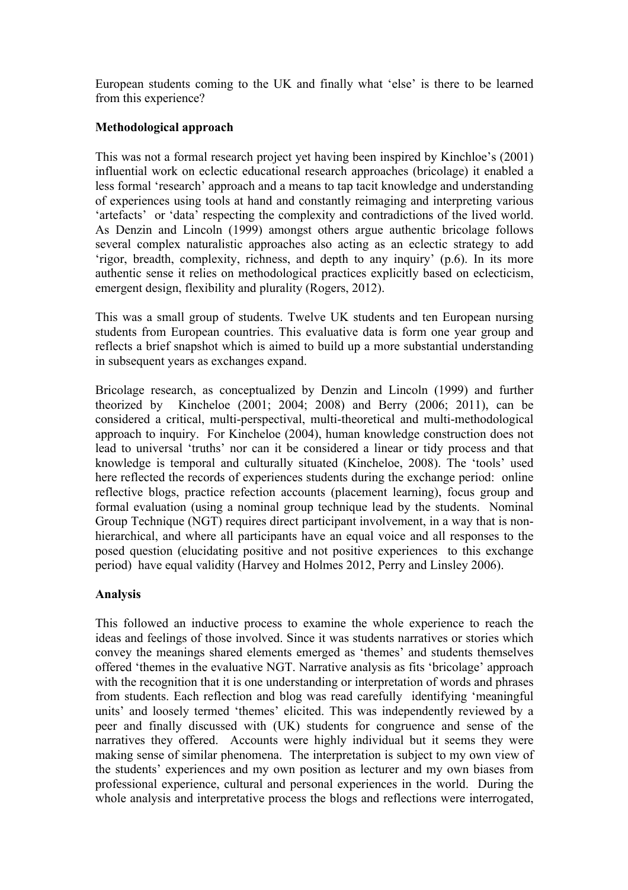European students coming to the UK and finally what 'else' is there to be learned from this experience?

## Methodological approach

This was not a formal research project yet having been inspired by Kinchloe's (2001) influential work on eclectic educational research approaches (bricolage) it enabled a less formal 'research' approach and a means to tap tacit knowledge and understanding of experiences using tools at hand and constantly reimaging and interpreting various 'artefacts' or 'data' respecting the complexity and contradictions of the lived world. As Denzin and Lincoln (1999) amongst others argue authentic bricolage follows several complex naturalistic approaches also acting as an eclectic strategy to add 'rigor, breadth, complexity, richness, and depth to any inquiry' (p.6). In its more authentic sense it relies on methodological practices explicitly based on eclecticism, emergent design, flexibility and plurality (Rogers, 2012).

This was a small group of students. Twelve UK students and ten European nursing students from European countries. This evaluative data is form one year group and reflects a brief snapshot which is aimed to build up a more substantial understanding in subsequent years as exchanges expand.

Bricolage research, as conceptualized by Denzin and Lincoln (1999) and further theorized by Kincheloe (2001; 2004; 2008) and Berry (2006; 2011), can be considered a critical, multi-perspectival, multi-theoretical and multi-methodological approach to inquiry. For Kincheloe (2004), human knowledge construction does not lead to universal 'truths' nor can it be considered a linear or tidy process and that knowledge is temporal and culturally situated (Kincheloe, 2008). The 'tools' used here reflected the records of experiences students during the exchange period: online reflective blogs, practice refection accounts (placement learning), focus group and formal evaluation (using a nominal group technique lead by the students. Nominal Group Technique (NGT) requires direct participant involvement, in a way that is non-hierarchical, and where all participants have an equal voice and all responses to the posed question (elucidating positive and not positive experiences to this exchange period) have equal validity (Harvey and Holmes 2012, Perry and Linsley 2006).

## Analysis

This followed an inductive process to examine the whole experience to reach the ideas and feelings of those involved. Since it was students narratives or stories which convey the meanings shared elements emerged as 'themes' and students themselves offered 'themes in the evaluative NGT. Narrative analysis as fits 'bricolage' approach with the recognition that it is one understanding or interpretation of words and phrases from students. Each reflection and blog was read carefully identifying 'meaningful units' and loosely termed 'themes' elicited. This was independently reviewed by a peer and finally discussed with (UK) students for congruence and sense of the narratives they offered. Accounts were highly individual but it seems they were making sense of similar phenomena. The interpretation is subject to my own view of the students' experiences and my own position as lecturer and my own biases from professional experience, cultural and personal experiences in the world. During the whole analysis and interpretative process the blogs and reflections were interrogated,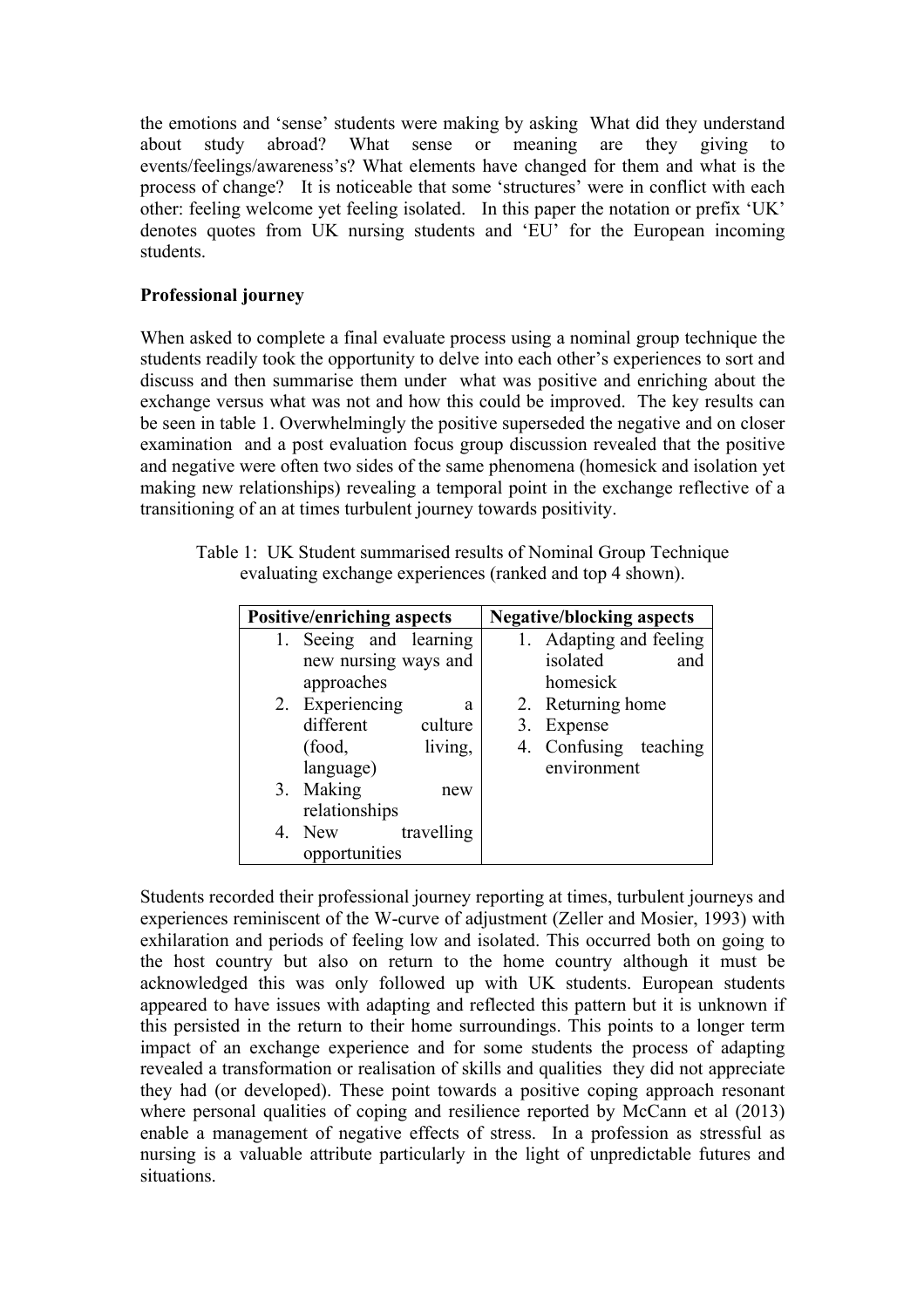the emotions and 'sense' students were making by asking What did they understand about study abroad? What sense or meaning are they giving to events/feelings/awareness's? What elements have changed for them and what is the process of change? It is noticeable that some 'structures' were in conflict with each other: feeling welcome yet feeling isolated. In this paper the notation or prefix 'UK' denotes quotes from UK nursing students and 'EU' for the European incoming students.

**Professional journey**

When asked to complete a final evaluate process using a nominal group technique the students readily took the opportunity to delve into each other's experiences to sort and discuss and then summarise them under what was positive and enriching about the exchange versus what was not and how this could be improved. The key results can be seen in table 1. Overwhelmingly the positive superseded the negative and on closer examination and a post evaluation focus group discussion revealed that the positive and negative were often two sides of the same phenomena (homesick and isolation yet making new relationships) revealing a temporal point in the exchange reflective of a transitioning of an at times turbulent journey towards positivity.

Table 1: UK Student summarised results of Nominal Group Technique evaluating exchange experiences (ranked and top 4 shown).

| Positive/enriching aspects | Negative/blocking aspects |
|---|---|
| 1. Seeing and learning new nursing ways and approaches | 1. Adapting and feeling isolated and homesick |
| 2. Experiencing a different culture (food, living, language) | 2. Returning home |
| 3. Making new relationships | 3. Expense |
| 4. New travelling opportunities | 4. Confusing teaching environment |

Students recorded their professional journey reporting at times, turbulent journeys and experiences reminiscent of the W-curve of adjustment (Zeller and Mosier, 1993) with exhilaration and periods of feeling low and isolated. This occurred both on going to the host country but also on return to the home country although it must be acknowledged this was only followed up with UK students. European students appeared to have issues with adapting and reflected this pattern but it is unknown if this persisted in the return to their home surroundings. This points to a longer term impact of an exchange experience and for some students the process of adapting revealed a transformation or realisation of skills and qualities they did not appreciate they had (or developed). These point towards a positive coping approach resonant where personal qualities of coping and resilience reported by McCann et al (2013) enable a management of negative effects of stress. In a profession as stressful as nursing is a valuable attribute particularly in the light of unpredictable futures and situations.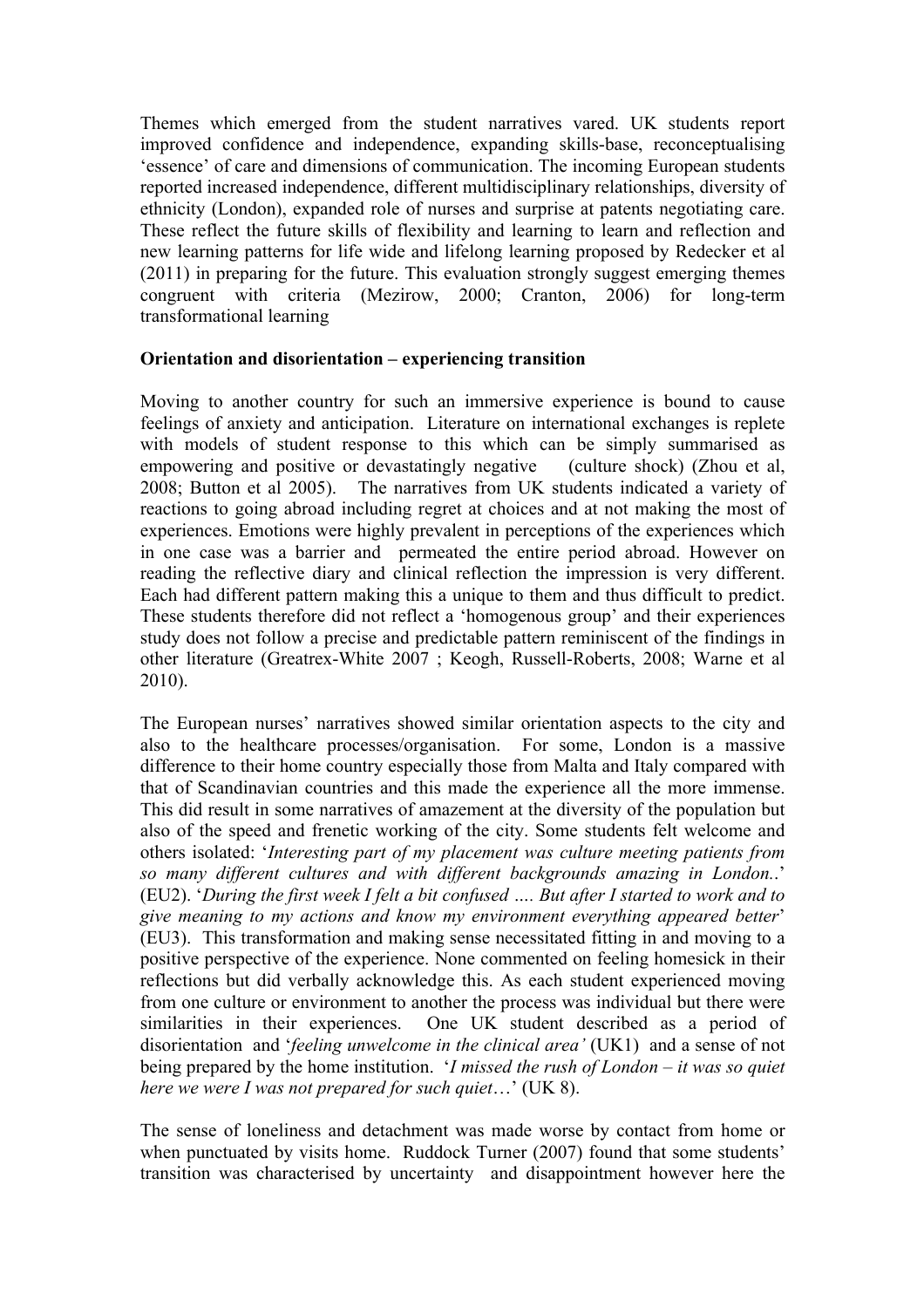Themes which emerged from the student narratives vared. UK students report improved confidence and independence, expanding skills-base, reconceptualising 'essence' of care and dimensions of communication. The incoming European students reported increased independence, different multidisciplinary relationships, diversity of ethnicity (London), expanded role of nurses and surprise at patents negotiating care. These reflect the future skills of flexibility and learning to learn and reflection and new learning patterns for life wide and lifelong learning proposed by Redecker et al (2011) in preparing for the future. This evaluation strongly suggest emerging themes congruent with criteria (Mezirow, 2000; Cranton, 2006) for long-term transformational learning

**Orientation and disorientation – experiencing transition**

Moving to another country for such an immersive experience is bound to cause feelings of anxiety and anticipation. Literature on international exchanges is replete with models of student response to this which can be simply summarised as empowering and positive or devastatingly negative (culture shock) (Zhou et al, 2008; Button et al 2005). The narratives from UK students indicated a variety of reactions to going abroad including regret at choices and at not making the most of experiences. Emotions were highly prevalent in perceptions of the experiences which in one case was a barrier and permeated the entire period abroad. However on reading the reflective diary and clinical reflection the impression is very different. Each had different pattern making this a unique to them and thus difficult to predict. These students therefore did not reflect a 'homogenous group' and their experiences study does not follow a precise and predictable pattern reminiscent of the findings in other literature (Greatrex-White 2007 ; Keogh, Russell-Roberts, 2008; Warne et al 2010).

The European nurses' narratives showed similar orientation aspects to the city and also to the healthcare processes/organisation. For some, London is a massive difference to their home country especially those from Malta and Italy compared with that of Scandinavian countries and this made the experience all the more immense. This did result in some narratives of amazement at the diversity of the population but also of the speed and frenetic working of the city. Some students felt welcome and others isolated: '*Interesting part of my placement was culture meeting patients from so many different cultures and with different backgrounds amazing in London..*' (EU2). '*During the first week I felt a bit confused …. But after I started to work and to give meaning to my actions and know my environment everything appeared better*' (EU3). This transformation and making sense necessitated fitting in and moving to a positive perspective of the experience. None commented on feeling homesick in their reflections but did verbally acknowledge this. As each student experienced moving from one culture or environment to another the process was individual but there were similarities in their experiences. One UK student described as a period of disorientation and '*feeling unwelcome in the clinical area'* (UK1) and a sense of not being prepared by the home institution. '*I missed the rush of London – it was so quiet here we were I was not prepared for such quiet…*' (UK 8).

The sense of loneliness and detachment was made worse by contact from home or when punctuated by visits home. Ruddock Turner (2007) found that some students' transition was characterised by uncertainty and disappointment however here the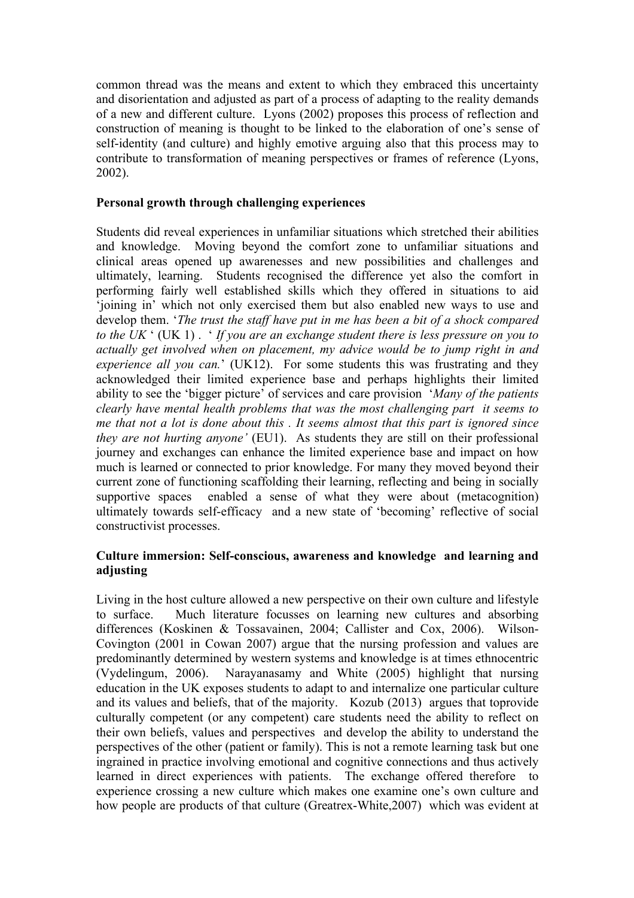common thread was the means and extent to which they embraced this uncertainty and disorientation and adjusted as part of a process of adapting to the reality demands of a new and different culture. Lyons (2002) proposes this process of reflection and construction of meaning is thought to be linked to the elaboration of one's sense of self-identity (and culture) and highly emotive arguing also that this process may to contribute to transformation of meaning perspectives or frames of reference (Lyons, 2002).

**Personal growth through challenging experiences**

Students did reveal experiences in unfamiliar situations which stretched their abilities and knowledge. Moving beyond the comfort zone to unfamiliar situations and clinical areas opened up awarenesses and new possibilities and challenges and ultimately, learning. Students recognised the difference yet also the comfort in performing fairly well established skills which they offered in situations to aid 'joining in' which not only exercised them but also enabled new ways to use and develop them. '*The trust the staff have put in me has been a bit of a shock compared to the UK* ' (UK 1) . ' *If you are an exchange student there is less pressure on you to actually get involved when on placement, my advice would be to jump right in and experience all you can.*' (UK12). For some students this was frustrating and they acknowledged their limited experience base and perhaps highlights their limited ability to see the 'bigger picture' of services and care provision '*Many of the patients clearly have mental health problems that was the most challenging part it seems to me that not a lot is done about this . It seems almost that this part is ignored since they are not hurting anyone'* (EU1). As students they are still on their professional journey and exchanges can enhance the limited experience base and impact on how much is learned or connected to prior knowledge. For many they moved beyond their current zone of functioning scaffolding their learning, reflecting and being in socially supportive spaces enabled a sense of what they were about (metacognition) ultimately towards self-efficacy and a new state of 'becoming' reflective of social constructivist processes.

**Culture immersion: Self-conscious, awareness and knowledge and learning and adjusting**

Living in the host culture allowed a new perspective on their own culture and lifestyle to surface. Much literature focusses on learning new cultures and absorbing differences (Koskinen & Tossavainen, 2004; Callister and Cox, 2006). Wilson-Covington (2001 in Cowan 2007) argue that the nursing profession and values are predominantly determined by western systems and knowledge is at times ethnocentric (Vydelingum, 2006). Narayanasamy and White (2005) highlight that nursing education in the UK exposes students to adapt to and internalize one particular culture and its values and beliefs, that of the majority. Kozub (2013) argues that toprovide culturally competent (or any competent) care students need the ability to reflect on their own beliefs, values and perspectives and develop the ability to understand the perspectives of the other (patient or family). This is not a remote learning task but one ingrained in practice involving emotional and cognitive connections and thus actively learned in direct experiences with patients. The exchange offered therefore to experience crossing a new culture which makes one examine one's own culture and how people are products of that culture (Greatrex-White,2007) which was evident at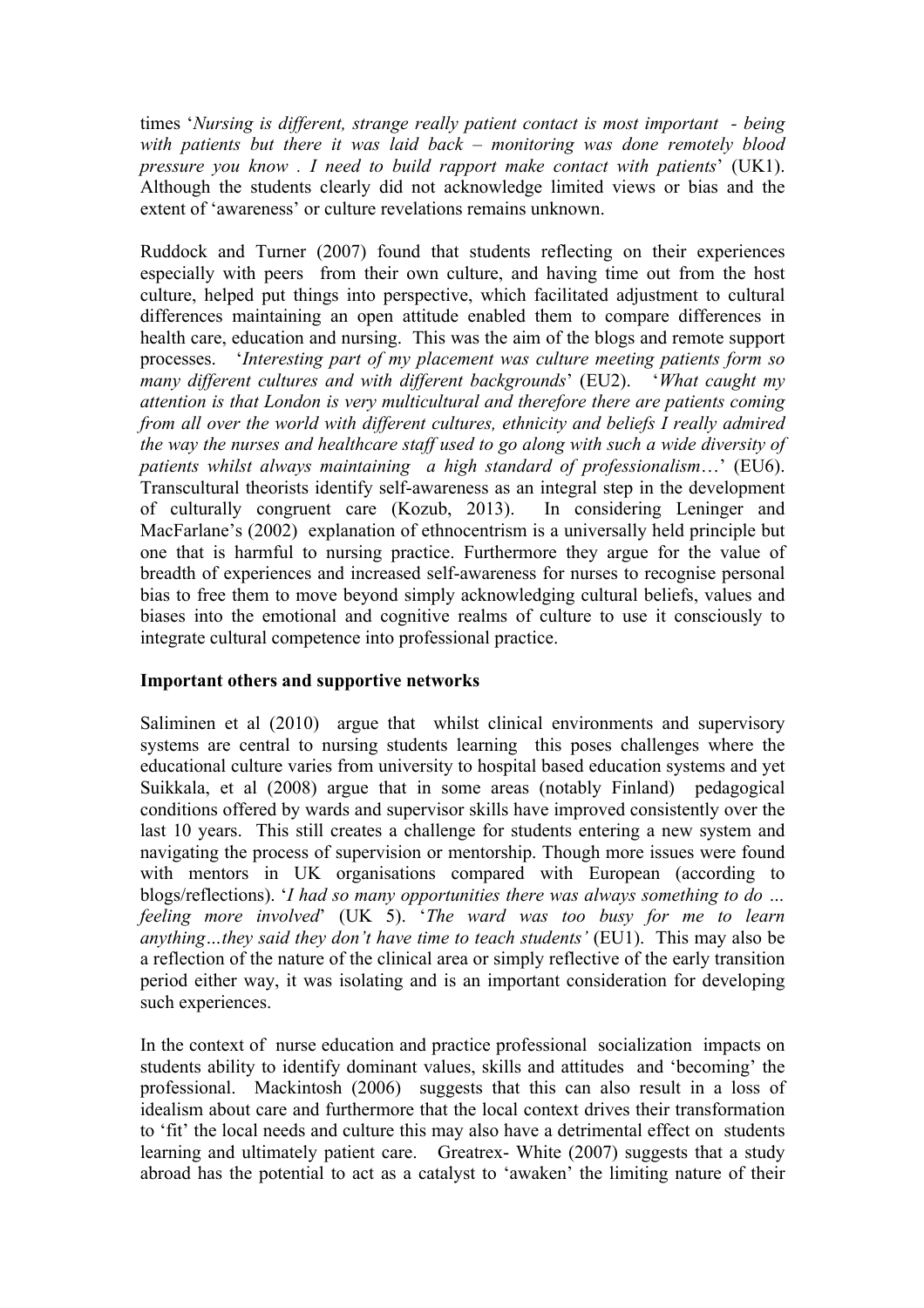times '*Nursing is different, strange really patient contact is most important - being with patients but there it was laid back – monitoring was done remotely blood pressure you know . I need to build rapport make contact with patients*' (UK1). Although the students clearly did not acknowledge limited views or bias and the extent of 'awareness' or culture revelations remains unknown.

Ruddock and Turner (2007) found that students reflecting on their experiences especially with peers from their own culture, and having time out from the host culture, helped put things into perspective, which facilitated adjustment to cultural differences maintaining an open attitude enabled them to compare differences in health care, education and nursing. This was the aim of the blogs and remote support processes. '*Interesting part of my placement was culture meeting patients form so many different cultures and with different backgrounds*' (EU2). '*What caught my attention is that London is very multicultural and therefore there are patients coming from all over the world with different cultures, ethnicity and beliefs I really admired the way the nurses and healthcare staff used to go along with such a wide diversity of patients whilst always maintaining a high standard of professionalism*…' (EU6). Transcultural theorists identify self-awareness as an integral step in the development of culturally congruent care (Kozub, 2013). In considering Leninger and MacFarlane's (2002) explanation of ethnocentrism is a universally held principle but one that is harmful to nursing practice. Furthermore they argue for the value of breadth of experiences and increased self-awareness for nurses to recognise personal bias to free them to move beyond simply acknowledging cultural beliefs, values and biases into the emotional and cognitive realms of culture to use it consciously to integrate cultural competence into professional practice.

**Important others and supportive networks**

Saliminen et al (2010) argue that whilst clinical environments and supervisory systems are central to nursing students learning this poses challenges where the educational culture varies from university to hospital based education systems and yet Suikkala, et al (2008) argue that in some areas (notably Finland) pedagogical conditions offered by wards and supervisor skills have improved consistently over the last 10 years. This still creates a challenge for students entering a new system and navigating the process of supervision or mentorship. Though more issues were found with mentors in UK organisations compared with European (according to blogs/reflections). '*I had so many opportunities there was always something to do … feeling more involved*' (UK 5). '*The ward was too busy for me to learn anything…they said they don't have time to teach students'* (EU1). This may also be a reflection of the nature of the clinical area or simply reflective of the early transition period either way, it was isolating and is an important consideration for developing such experiences.

In the context of nurse education and practice professional socialization impacts on students ability to identify dominant values, skills and attitudes and 'becoming' the professional. Mackintosh (2006) suggests that this can also result in a loss of idealism about care and furthermore that the local context drives their transformation to 'fit' the local needs and culture this may also have a detrimental effect on students learning and ultimately patient care. Greatrex- White (2007) suggests that a study abroad has the potential to act as a catalyst to 'awaken' the limiting nature of their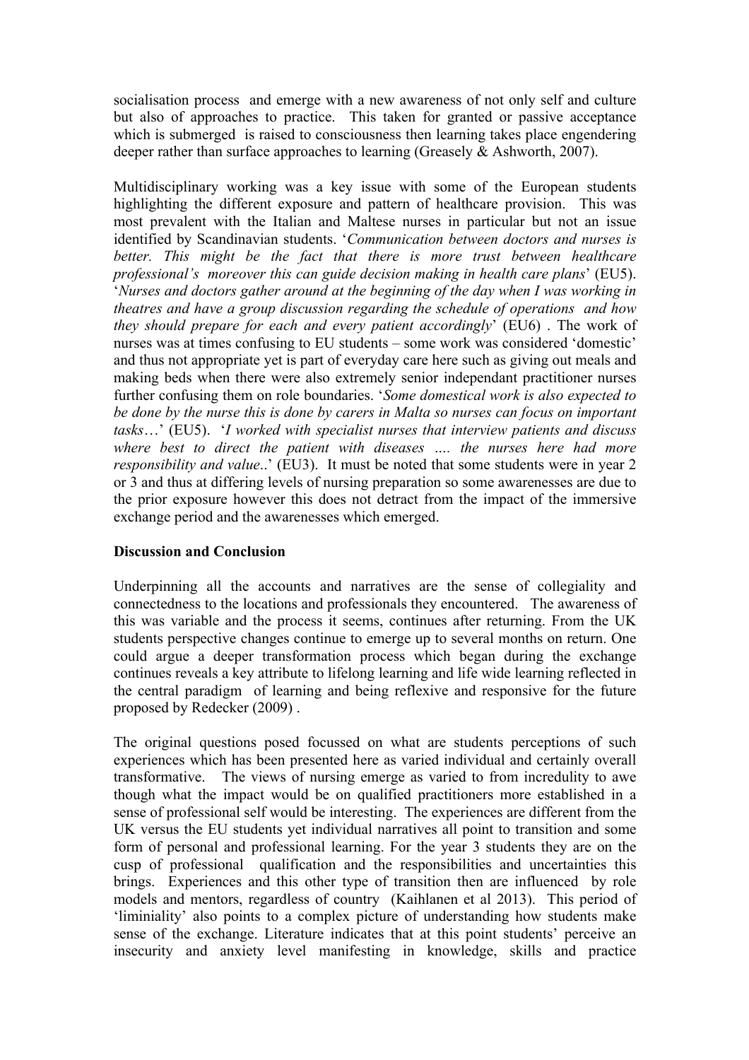socialisation process and emerge with a new awareness of not only self and culture but also of approaches to practice. This taken for granted or passive acceptance which is submerged is raised to consciousness then learning takes place engendering deeper rather than surface approaches to learning (Greasely & Ashworth, 2007).

Multidisciplinary working was a key issue with some of the European students highlighting the different exposure and pattern of healthcare provision. This was most prevalent with the Italian and Maltese nurses in particular but not an issue identified by Scandinavian students. '*Communication between doctors and nurses is better. This might be the fact that there is more trust between healthcare professional's moreover this can guide decision making in health care plans*' (EU5). '*Nurses and doctors gather around at the beginning of the day when I was working in theatres and have a group discussion regarding the schedule of operations and how they should prepare for each and every patient accordingly*' (EU6) . The work of nurses was at times confusing to EU students – some work was considered 'domestic' and thus not appropriate yet is part of everyday care here such as giving out meals and making beds when there were also extremely senior independant practitioner nurses further confusing them on role boundaries. '*Some domestical work is also expected to be done by the nurse this is done by carers in Malta so nurses can focus on important tasks*…' (EU5). '*I worked with specialist nurses that interview patients and discuss where best to direct the patient with diseases …. the nurses here had more responsibility and value*..' (EU3). It must be noted that some students were in year 2 or 3 and thus at differing levels of nursing preparation so some awarenesses are due to the prior exposure however this does not detract from the impact of the immersive exchange period and the awarenesses which emerged.

**Discussion and Conclusion**

Underpinning all the accounts and narratives are the sense of collegiality and connectedness to the locations and professionals they encountered. The awareness of this was variable and the process it seems, continues after returning. From the UK students perspective changes continue to emerge up to several months on return. One could argue a deeper transformation process which began during the exchange continues reveals a key attribute to lifelong learning and life wide learning reflected in the central paradigm of learning and being reflexive and responsive for the future proposed by Redecker (2009) .

The original questions posed focussed on what are students perceptions of such experiences which has been presented here as varied individual and certainly overall transformative. The views of nursing emerge as varied to from incredulity to awe though what the impact would be on qualified practitioners more established in a sense of professional self would be interesting. The experiences are different from the UK versus the EU students yet individual narratives all point to transition and some form of personal and professional learning. For the year 3 students they are on the cusp of professional qualification and the responsibilities and uncertainties this brings. Experiences and this other type of transition then are influenced by role models and mentors, regardless of country (Kaihlanen et al 2013). This period of 'liminiality' also points to a complex picture of understanding how students make sense of the exchange. Literature indicates that at this point students' perceive an insecurity and anxiety level manifesting in knowledge, skills and practice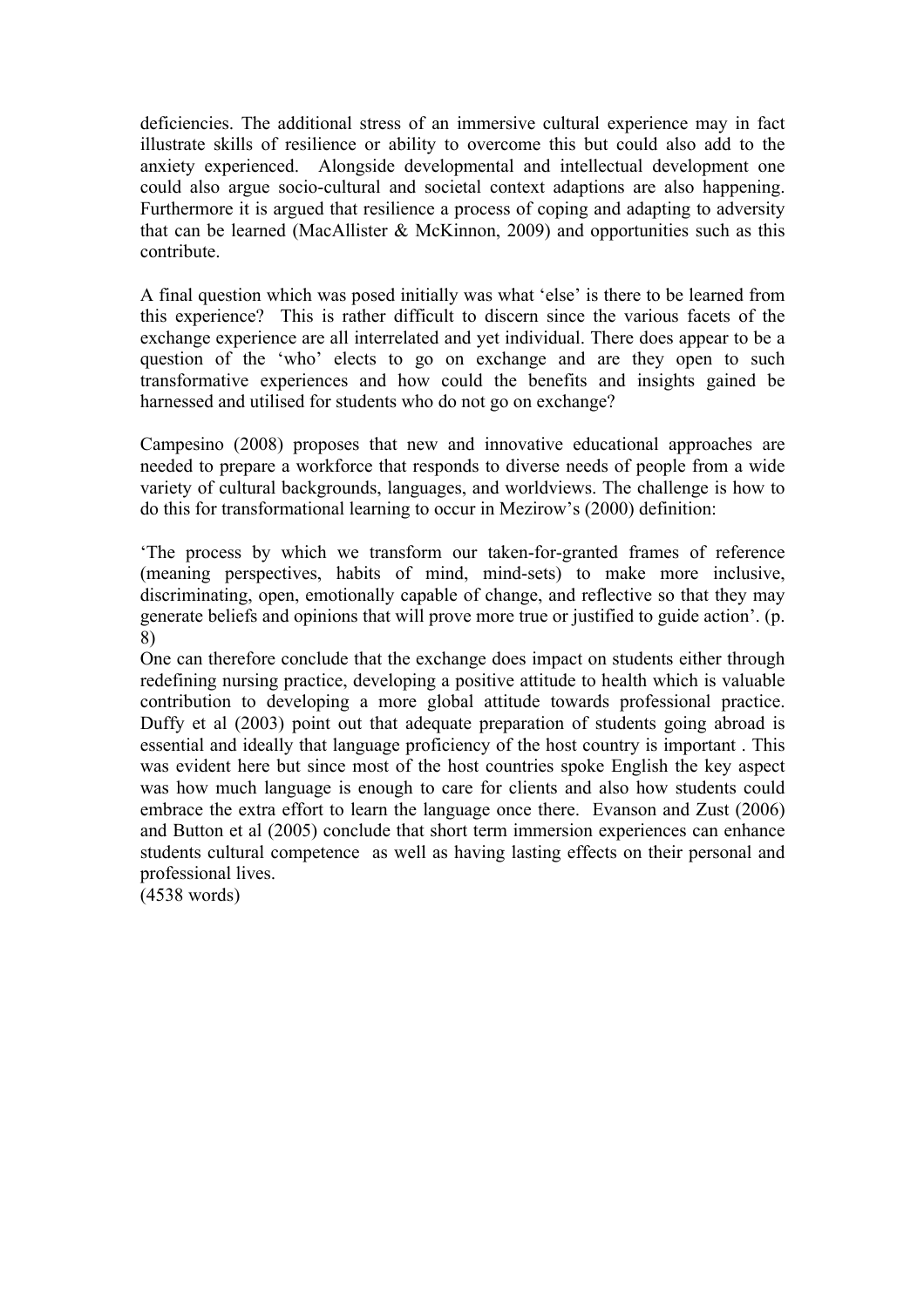deficiencies. The additional stress of an immersive cultural experience may in fact illustrate skills of resilience or ability to overcome this but could also add to the anxiety experienced. Alongside developmental and intellectual development one could also argue socio-cultural and societal context adaptions are also happening. Furthermore it is argued that resilience a process of coping and adapting to adversity that can be learned (MacAllister & McKinnon, 2009) and opportunities such as this contribute.

A final question which was posed initially was what 'else' is there to be learned from this experience? This is rather difficult to discern since the various facets of the exchange experience are all interrelated and yet individual. There does appear to be a question of the 'who' elects to go on exchange and are they open to such transformative experiences and how could the benefits and insights gained be harnessed and utilised for students who do not go on exchange?

Campesino (2008) proposes that new and innovative educational approaches are needed to prepare a workforce that responds to diverse needs of people from a wide variety of cultural backgrounds, languages, and worldviews. The challenge is how to do this for transformational learning to occur in Mezirow's (2000) definition:

'The process by which we transform our taken-for-granted frames of reference (meaning perspectives, habits of mind, mind-sets) to make more inclusive, discriminating, open, emotionally capable of change, and reflective so that they may generate beliefs and opinions that will prove more true or justified to guide action'. (p. 8)

One can therefore conclude that the exchange does impact on students either through redefining nursing practice, developing a positive attitude to health which is valuable contribution to developing a more global attitude towards professional practice. Duffy et al (2003) point out that adequate preparation of students going abroad is essential and ideally that language proficiency of the host country is important . This was evident here but since most of the host countries spoke English the key aspect was how much language is enough to care for clients and also how students could embrace the extra effort to learn the language once there. Evanson and Zust (2006) and Button et al (2005) conclude that short term immersion experiences can enhance students cultural competence as well as having lasting effects on their personal and professional lives.

(4538 words)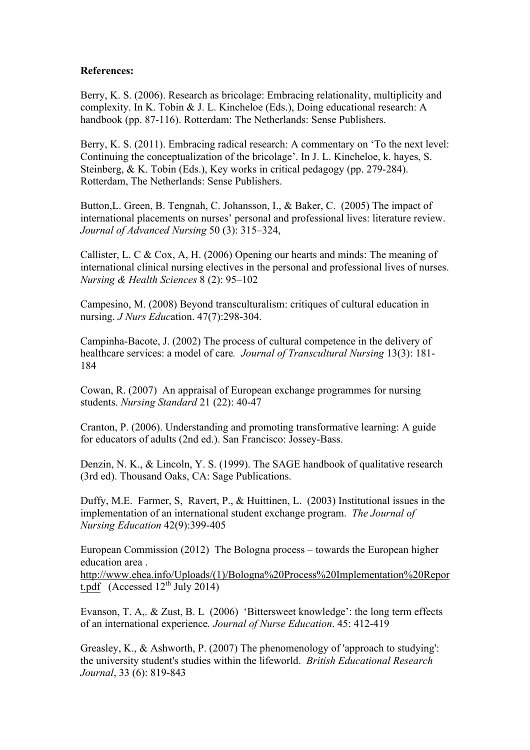**References:**

Berry, K. S. (2006). Research as bricolage: Embracing relationality, multiplicity and complexity. In K. Tobin & J. L. Kincheloe (Eds.), Doing educational research: A handbook (pp. 87-116). Rotterdam: The Netherlands: Sense Publishers.

Berry, K. S. (2011). Embracing radical research: A commentary on 'To the next level: Continuing the conceptualization of the bricolage'. In J. L. Kincheloe, k. hayes, S. Steinberg, & K. Tobin (Eds.), Key works in critical pedagogy (pp. 279-284). Rotterdam, The Netherlands: Sense Publishers.

Button,L. Green, B. Tengnah, C. Johansson, I., & Baker, C. (2005) The impact of international placements on nurses' personal and professional lives: literature review. *Journal of Advanced Nursing* 50 (3): 315–324,

Callister, L. C & Cox, A, H. (2006) Opening our hearts and minds: The meaning of international clinical nursing electives in the personal and professional lives of nurses. *Nursing & Health Sciences* 8 (2): 95–102

Campesino, M. (2008) Beyond transculturalism: critiques of cultural education in nursing. *J Nurs Educ*ation. 47(7):298-304.

Campinha-Bacote, J. (2002) The process of cultural competence in the delivery of healthcare services: a model of care*. Journal of Transcultural Nursing* 13(3): 181-184

Cowan, R. (2007) An appraisal of European exchange programmes for nursing students. *Nursing Standard* 21 (22): 40-47

Cranton, P. (2006). Understanding and promoting transformative learning: A guide for educators of adults (2nd ed.). San Francisco: Jossey-Bass.

Denzin, N. K., & Lincoln, Y. S. (1999). The SAGE handbook of qualitative research (3rd ed). Thousand Oaks, CA: Sage Publications.

Duffy, M.E. Farmer, S, Ravert, P., & Huittinen, L. (2003) Institutional issues in the implementation of an international student exchange program. *The Journal of Nursing Education* 42(9):399-405

European Commission (2012) The Bologna process – towards the European higher education area .
http://www.ehea.info/Uploads/(1)/Bologna%20Process%20Implementation%20Report.pdf (Accessed 12th July 2014)

Evanson, T. A,. & Zust, B. L (2006) 'Bittersweet knowledge': the long term effects of an international experience*. Journal of Nurse Education*. 45: 412-419

Greasley, K., & Ashworth, P. (2007) The phenomenology of 'approach to studying': the university student's studies within the lifeworld. *British Educational Research Journal*, 33 (6): 819-843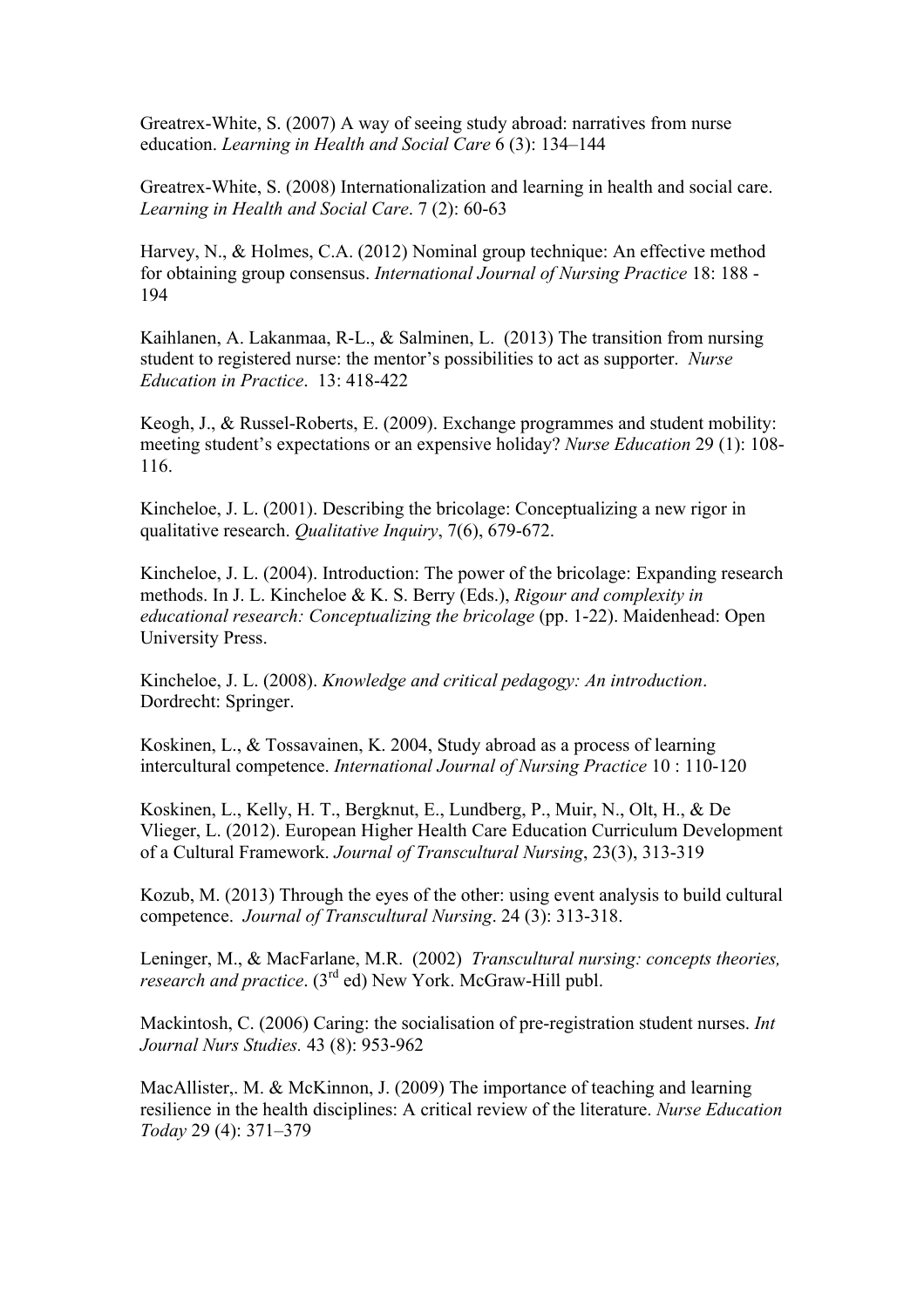Greatrex-White, S. (2007) A way of seeing study abroad: narratives from nurse education. *Learning in Health and Social Care* 6 (3): 134–144

Greatrex-White, S. (2008) Internationalization and learning in health and social care. *Learning in Health and Social Care*. 7 (2): 60-63

Harvey, N., & Holmes, C.A. (2012) Nominal group technique: An effective method for obtaining group consensus. *International Journal of Nursing Practice* 18: 188 - 194

Kaihlanen, A. Lakanmaa, R-L., & Salminen, L. (2013) The transition from nursing student to registered nurse: the mentor's possibilities to act as supporter. *Nurse Education in Practice*. 13: 418-422

Keogh, J., & Russel-Roberts, E. (2009). Exchange programmes and student mobility: meeting student's expectations or an expensive holiday? *Nurse Education* 29 (1): 108-116.

Kincheloe, J. L. (2001). Describing the bricolage: Conceptualizing a new rigor in qualitative research. *Qualitative Inquiry*, 7(6), 679-672.

Kincheloe, J. L. (2004). Introduction: The power of the bricolage: Expanding research methods. In J. L. Kincheloe & K. S. Berry (Eds.), *Rigour and complexity in educational research: Conceptualizing the bricolage* (pp. 1-22). Maidenhead: Open University Press.

Kincheloe, J. L. (2008). *Knowledge and critical pedagogy: An introduction*. Dordrecht: Springer.

Koskinen, L., & Tossavainen, K. 2004, Study abroad as a process of learning intercultural competence. *International Journal of Nursing Practice* 10 : 110-120

Koskinen, L., Kelly, H. T., Bergknut, E., Lundberg, P., Muir, N., Olt, H., & De Vlieger, L. (2012). European Higher Health Care Education Curriculum Development of a Cultural Framework. *Journal of Transcultural Nursing*, 23(3), 313-319

Kozub, M. (2013) Through the eyes of the other: using event analysis to build cultural competence. *Journal of Transcultural Nursing*. 24 (3): 313-318.

Leninger, M., & MacFarlane, M.R. (2002) *Transcultural nursing: concepts theories, research and practice*. (3rd ed) New York. McGraw-Hill publ.

Mackintosh, C. (2006) Caring: the socialisation of pre-registration student nurses. *Int Journal Nurs Studies.* 43 (8): 953-962

MacAllister,. M. & McKinnon, J. (2009) The importance of teaching and learning resilience in the health disciplines: A critical review of the literature. *Nurse Education Today* 29 (4): 371–379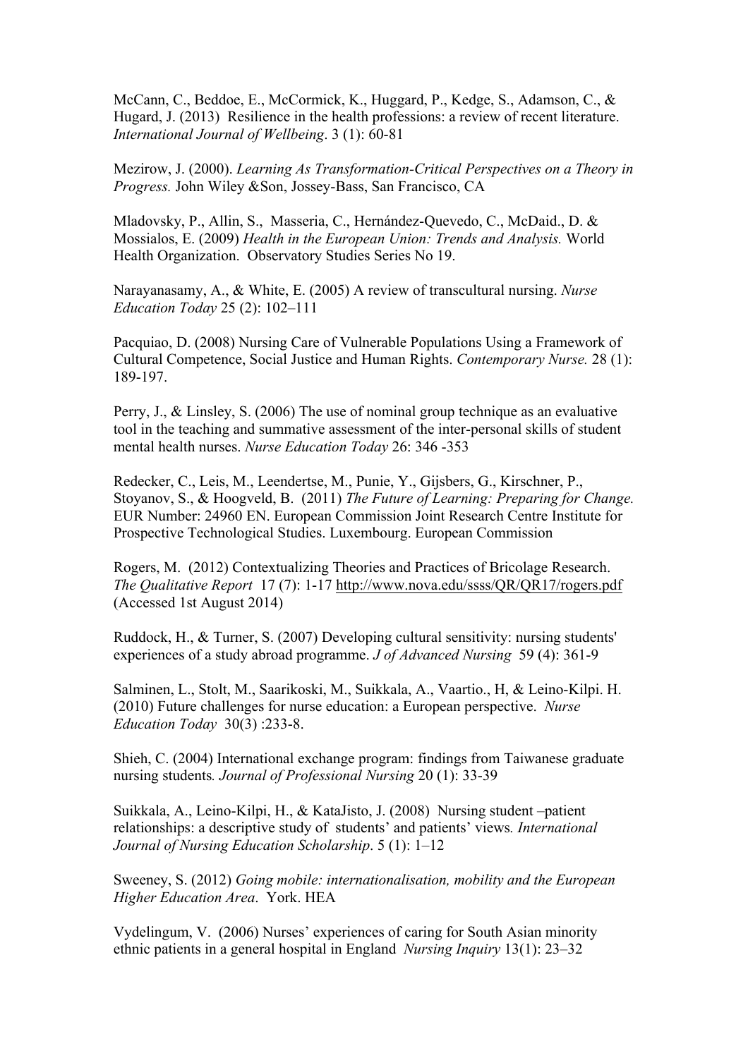McCann, C., Beddoe, E., McCormick, K., Huggard, P., Kedge, S., Adamson, C., & Hugard, J. (2013) Resilience in the health professions: a review of recent literature. *International Journal of Wellbeing*. 3 (1): 60-81

Mezirow, J. (2000). *Learning As Transformation-Critical Perspectives on a Theory in Progress.* John Wiley &Son, Jossey-Bass, San Francisco, CA

Mladovsky, P., Allin, S., Masseria, C., Hernández-Quevedo, C., McDaid., D. & Mossialos, E. (2009) *Health in the European Union: Trends and Analysis.* World Health Organization. Observatory Studies Series No 19.

Narayanasamy, A., & White, E. (2005) A review of transcultural nursing. *Nurse Education Today* 25 (2): 102–111

Pacquiao, D. (2008) Nursing Care of Vulnerable Populations Using a Framework of Cultural Competence, Social Justice and Human Rights. *Contemporary Nurse.* 28 (1): 189-197.

Perry, J., & Linsley, S. (2006) The use of nominal group technique as an evaluative tool in the teaching and summative assessment of the inter-personal skills of student mental health nurses. *Nurse Education Today* 26: 346 -353

Redecker, C., Leis, M., Leendertse, M., Punie, Y., Gijsbers, G., Kirschner, P., Stoyanov, S., & Hoogveld, B. (2011) *The Future of Learning: Preparing for Change.* EUR Number: 24960 EN. European Commission Joint Research Centre Institute for Prospective Technological Studies. Luxembourg. European Commission

Rogers, M. (2012) Contextualizing Theories and Practices of Bricolage Research. *The Qualitative Report* 17 (7): 1-17 http://www.nova.edu/ssss/QR/QR17/rogers.pdf (Accessed 1st August 2014)

Ruddock, H., & Turner, S. (2007) Developing cultural sensitivity: nursing students' experiences of a study abroad programme. *J of Advanced Nursing* 59 (4): 361-9

Salminen, L., Stolt, M., Saarikoski, M., Suikkala, A., Vaartio., H, & Leino-Kilpi. H. (2010) Future challenges for nurse education: a European perspective. *Nurse Education Today* 30(3) :233-8.

Shieh, C. (2004) International exchange program: findings from Taiwanese graduate nursing students*. Journal of Professional Nursing* 20 (1): 33-39

Suikkala, A., Leino-Kilpi, H., & KataJisto, J. (2008) Nursing student –patient relationships: a descriptive study of students' and patients' views*. International Journal of Nursing Education Scholarship*. 5 (1): 1–12

Sweeney, S. (2012) *Going mobile: internationalisation, mobility and the European Higher Education Area*. York. HEA

Vydelingum, V. (2006) Nurses' experiences of caring for South Asian minority ethnic patients in a general hospital in England *Nursing Inquiry* 13(1): 23–32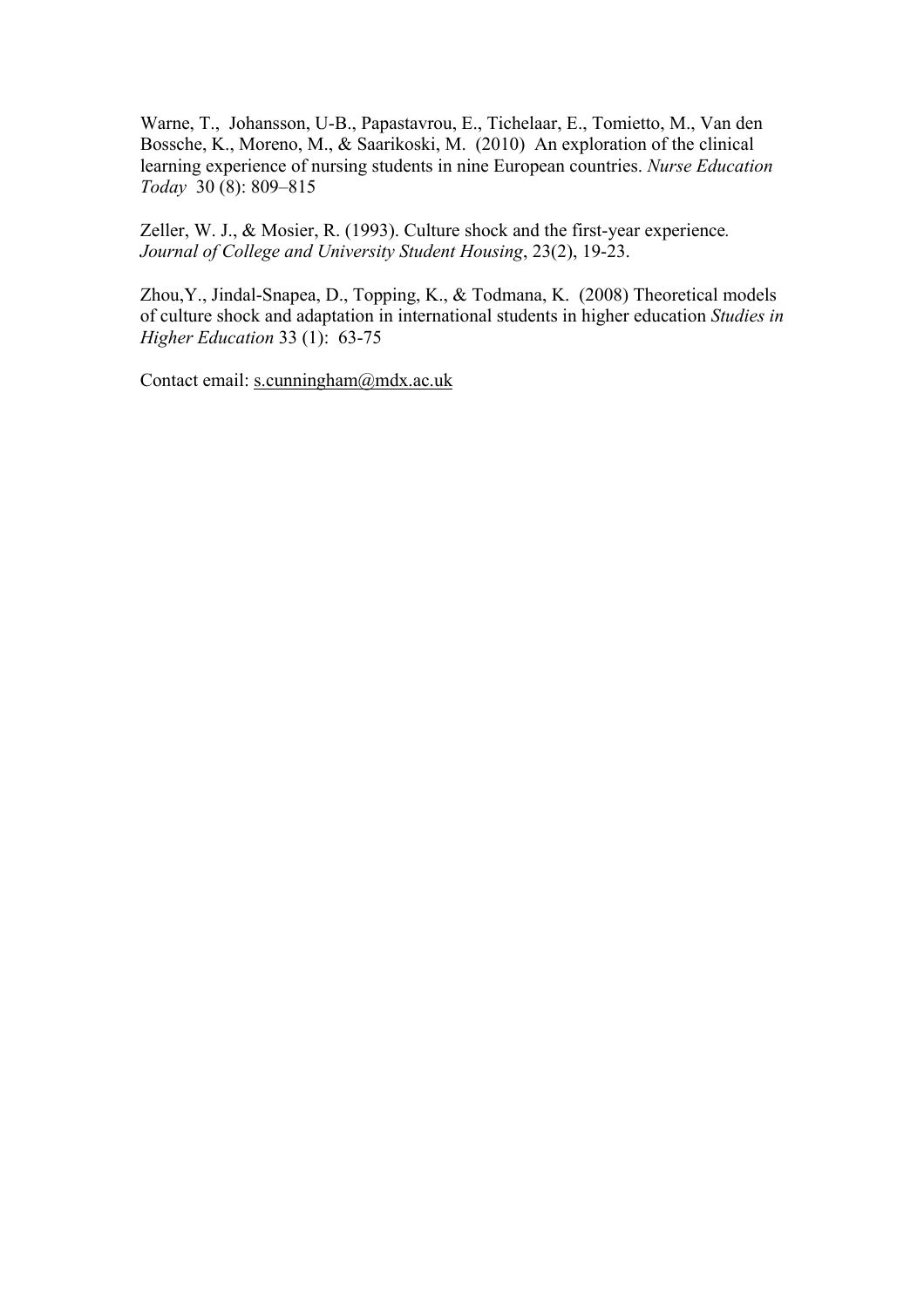Warne, T., Johansson, U-B., Papastavrou, E., Tichelaar, E., Tomietto, M., Van den Bossche, K., Moreno, M., & Saarikoski, M. (2010) An exploration of the clinical learning experience of nursing students in nine European countries. *Nurse Education Today* 30 (8): 809–815

Zeller, W. J., & Mosier, R. (1993). Culture shock and the first-year experience. *Journal of College and University Student Housing*, 23(2), 19-23.

Zhou,Y., Jindal-Snapea, D., Topping, K., & Todmana, K. (2008) Theoretical models of culture shock and adaptation in international students in higher education *Studies in Higher Education* 33 (1): 63-75

Contact email: s.cunningham@mdx.ac.uk